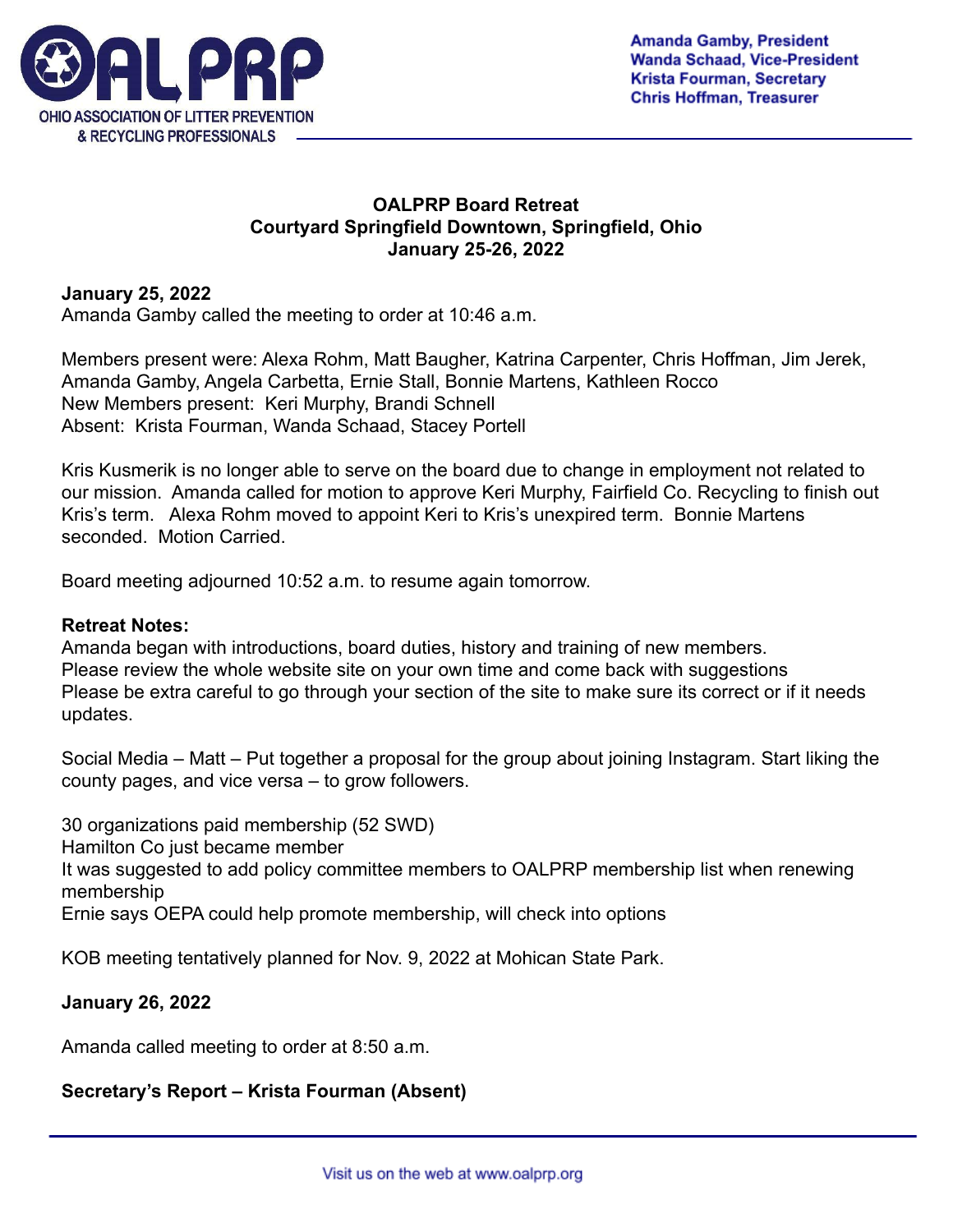Amanda Gamby, President
Wanda Schaad, Vice-President
Krista Fourman, Secretary
Chris Hoffman, Treasurer

**OALPRP Board Retreat**
**Courtyard Springfield Downtown, Springfield, Ohio**
**January 25-26, 2022**

**January 25, 2022**
Amanda Gamby called the meeting to order at 10:46 a.m.

Members present were: Alexa Rohm, Matt Baugher, Katrina Carpenter, Chris Hoffman, Jim Jerek, Amanda Gamby, Angela Carbetta, Ernie Stall, Bonnie Martens, Kathleen Rocco
New Members present: Keri Murphy, Brandi Schnell
Absent: Krista Fourman, Wanda Schaad, Stacey Portell

Kris Kusmerik is no longer able to serve on the board due to change in employment not related to our mission. Amanda called for motion to approve Keri Murphy, Fairfield Co. Recycling to finish out Kris's term. Alexa Rohm moved to appoint Keri to Kris's unexpired term. Bonnie Martens seconded. Motion Carried.

Board meeting adjourned 10:52 a.m. to resume again tomorrow.

**Retreat Notes:**
Amanda began with introductions, board duties, history and training of new members.
Please review the whole website site on your own time and come back with suggestions
Please be extra careful to go through your section of the site to make sure its correct or if it needs updates.

Social Media – Matt – Put together a proposal for the group about joining Instagram. Start liking the county pages, and vice versa – to grow followers.

30 organizations paid membership (52 SWD)
Hamilton Co just became member
It was suggested to add policy committee members to OALPRP membership list when renewing membership
Ernie says OEPA could help promote membership, will check into options

KOB meeting tentatively planned for Nov. 9, 2022 at Mohican State Park.

**January 26, 2022**

Amanda called meeting to order at 8:50 a.m.

**Secretary's Report – Krista Fourman (Absent)**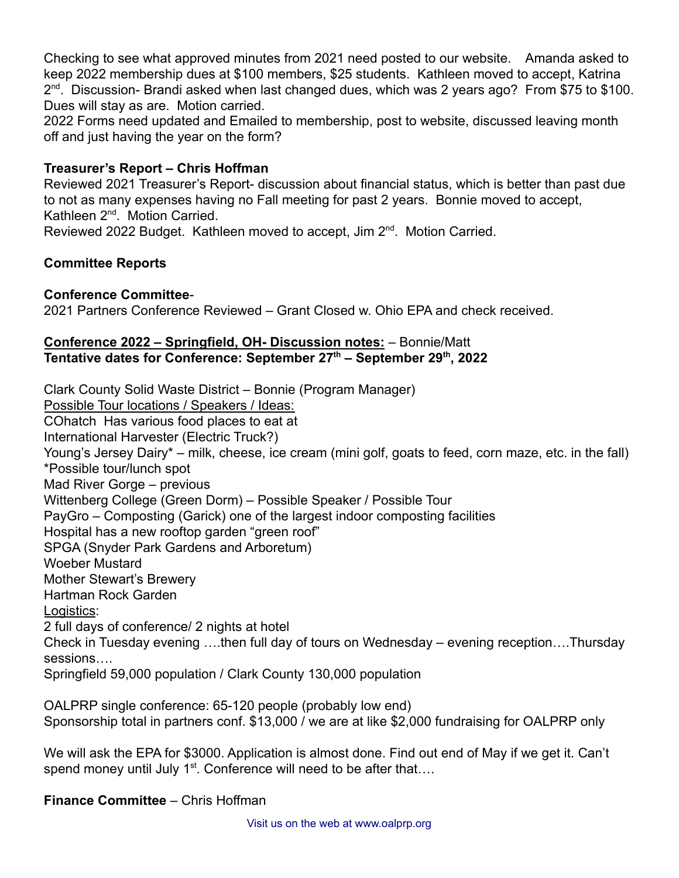Checking to see what approved minutes from 2021 need posted to our website. Amanda asked to keep 2022 membership dues at $100 members, $25 students. Kathleen moved to accept, Katrina 2nd. Discussion- Brandi asked when last changed dues, which was 2 years ago? From $75 to $100. Dues will stay as are. Motion carried.
2022 Forms need updated and Emailed to membership, post to website, discussed leaving month off and just having the year on the form?

**Treasurer's Report – Chris Hoffman**
Reviewed 2021 Treasurer's Report- discussion about financial status, which is better than past due to not as many expenses having no Fall meeting for past 2 years. Bonnie moved to accept, Kathleen 2nd. Motion Carried.
Reviewed 2022 Budget. Kathleen moved to accept, Jim 2nd. Motion Carried.

**Committee Reports**

**Conference Committee**-
2021 Partners Conference Reviewed – Grant Closed w. Ohio EPA and check received.

**Conference 2022 – Springfield, OH- Discussion notes:** – Bonnie/Matt
**Tentative dates for Conference: September 27th – September 29th, 2022**

Clark County Solid Waste District – Bonnie (Program Manager)
Possible Tour locations / Speakers / Ideas:
COhatch Has various food places to eat at
International Harvester (Electric Truck?)
Young's Jersey Dairy* – milk, cheese, ice cream (mini golf, goats to feed, corn maze, etc. in the fall) *Possible tour/lunch spot
Mad River Gorge – previous
Wittenberg College (Green Dorm) – Possible Speaker / Possible Tour
PayGro – Composting (Garick) one of the largest indoor composting facilities
Hospital has a new rooftop garden "green roof"
SPGA (Snyder Park Gardens and Arboretum)
Woeber Mustard
Mother Stewart's Brewery
Hartman Rock Garden
Logistics:
2 full days of conference/ 2 nights at hotel
Check in Tuesday evening ….then full day of tours on Wednesday – evening reception….Thursday sessions….
Springfield 59,000 population / Clark County 130,000 population

OALPRP single conference: 65-120 people (probably low end)
Sponsorship total in partners conf. $13,000 / we are at like $2,000 fundraising for OALPRP only

We will ask the EPA for $3000. Application is almost done. Find out end of May if we get it. Can't spend money until July 1st. Conference will need to be after that….

**Finance Committee** – Chris Hoffman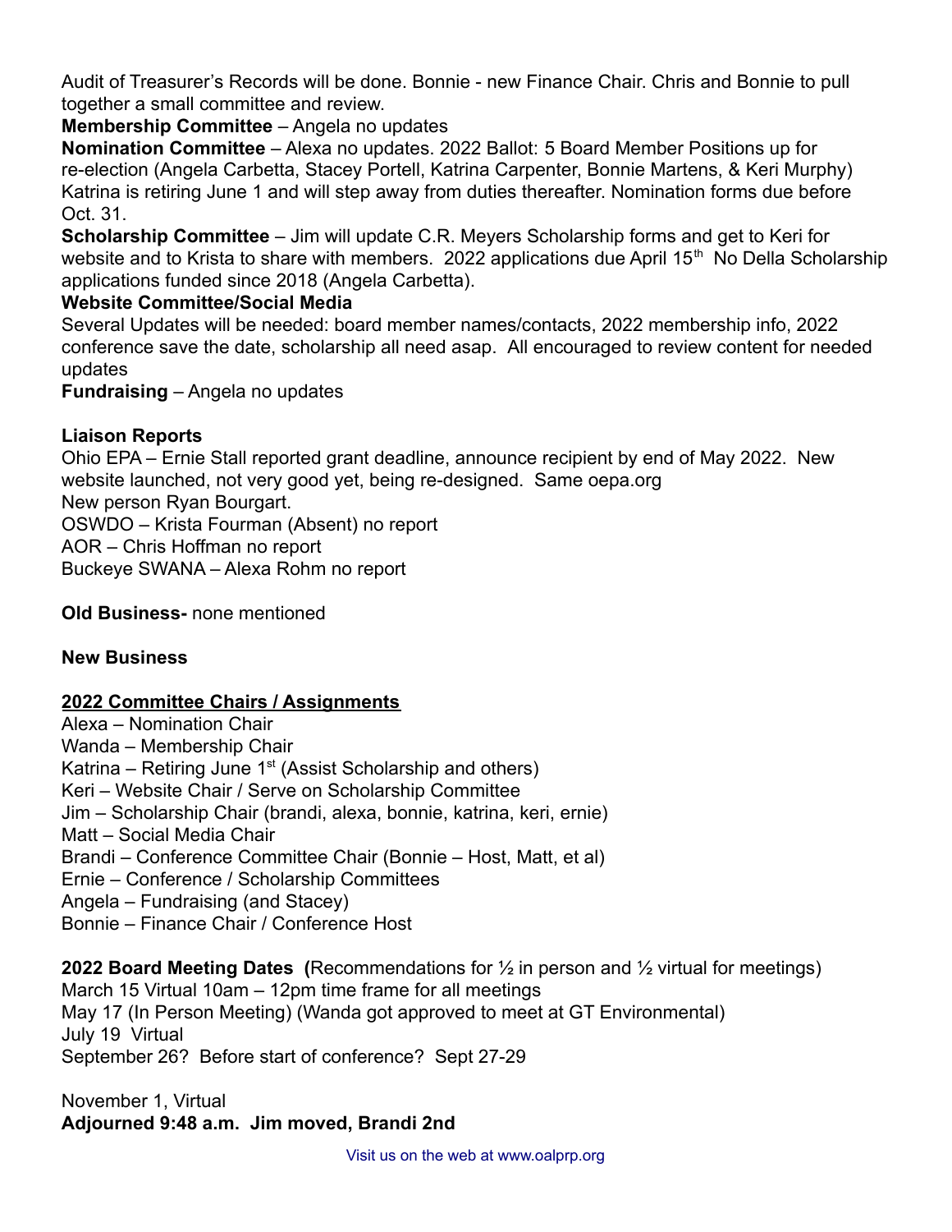Audit of Treasurer's Records will be done. Bonnie - new Finance Chair. Chris and Bonnie to pull together a small committee and review.

**Membership Committee** – Angela no updates

**Nomination Committee** – Alexa no updates. 2022 Ballot: 5 Board Member Positions up for re-election (Angela Carbetta, Stacey Portell, Katrina Carpenter, Bonnie Martens, & Keri Murphy) Katrina is retiring June 1 and will step away from duties thereafter. Nomination forms due before Oct. 31.

**Scholarship Committee** – Jim will update C.R. Meyers Scholarship forms and get to Keri for website and to Krista to share with members. 2022 applications due April 15th No Della Scholarship applications funded since 2018 (Angela Carbetta).

**Website Committee/Social Media**

Several Updates will be needed: board member names/contacts, 2022 membership info, 2022 conference save the date, scholarship all need asap. All encouraged to review content for needed updates

**Fundraising** – Angela no updates

**Liaison Reports**

Ohio EPA – Ernie Stall reported grant deadline, announce recipient by end of May 2022. New website launched, not very good yet, being re-designed. Same oepa.org

New person Ryan Bourgart.

OSWDO – Krista Fourman (Absent) no report

AOR – Chris Hoffman no report

Buckeye SWANA – Alexa Rohm no report

**Old Business-** none mentioned

**New Business**

**<u>2022 Committee Chairs / Assignments</u>**

Alexa – Nomination Chair

Wanda – Membership Chair

Katrina – Retiring June 1st (Assist Scholarship and others)

Keri – Website Chair / Serve on Scholarship Committee

Jim – Scholarship Chair (brandi, alexa, bonnie, katrina, keri, ernie)

Matt – Social Media Chair

Brandi – Conference Committee Chair (Bonnie – Host, Matt, et al)

Ernie – Conference / Scholarship Committees

Angela – Fundraising (and Stacey)

Bonnie – Finance Chair / Conference Host

**2022 Board Meeting Dates (**Recommendations for ½ in person and ½ virtual for meetings)

March 15 Virtual 10am – 12pm time frame for all meetings

May 17 (In Person Meeting) (Wanda got approved to meet at GT Environmental)

July 19 Virtual

September 26? Before start of conference? Sept 27-29

November 1, Virtual

**Adjourned 9:48 a.m. Jim moved, Brandi 2nd**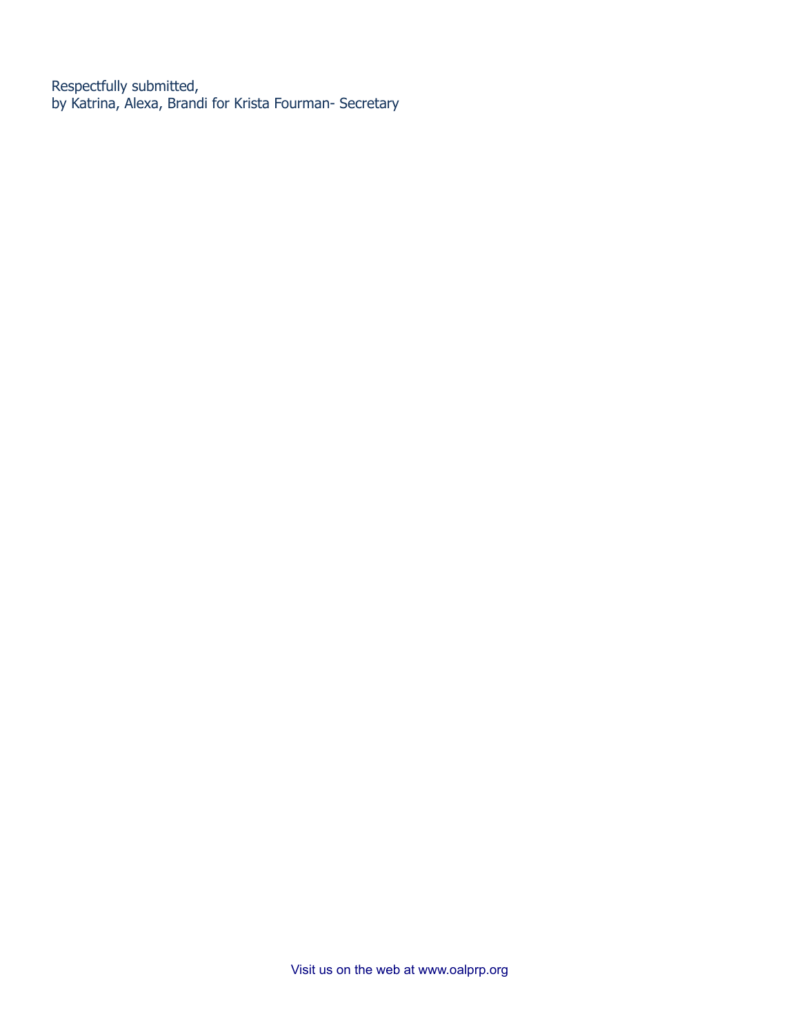Respectfully submitted,
by Katrina, Alexa, Brandi for Krista Fourman- Secretary

Visit us on the web at www.oalprp.org